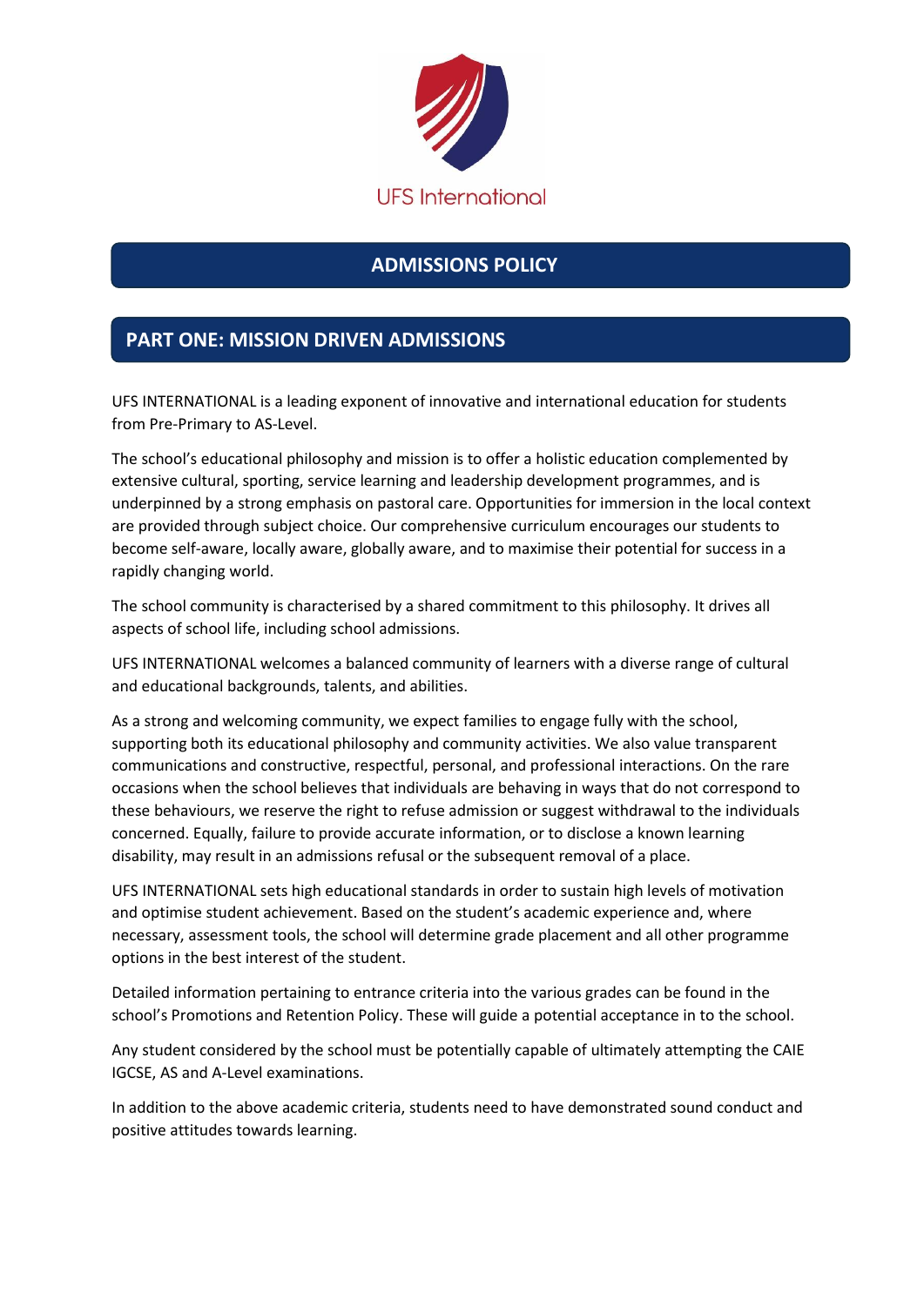UFS International

# ADMISSIONS POLICY

## PART ONE: MISSION DRIVEN ADMISSIONS

UFS INTERNATIONAL is a leading exponent of innovative and international education for students from Pre-Primary to AS-Level.

The school's educational philosophy and mission is to offer a holistic education complemented by extensive cultural, sporting, service learning and leadership development programmes, and is underpinned by a strong emphasis on pastoral care. Opportunities for immersion in the local context are provided through subject choice. Our comprehensive curriculum encourages our students to become self-aware, locally aware, globally aware, and to maximise their potential for success in a rapidly changing world.

The school community is characterised by a shared commitment to this philosophy. It drives all aspects of school life, including school admissions.

UFS INTERNATIONAL welcomes a balanced community of learners with a diverse range of cultural and educational backgrounds, talents, and abilities.

As a strong and welcoming community, we expect families to engage fully with the school, supporting both its educational philosophy and community activities. We also value transparent communications and constructive, respectful, personal, and professional interactions. On the rare occasions when the school believes that individuals are behaving in ways that do not correspond to these behaviours, we reserve the right to refuse admission or suggest withdrawal to the individuals concerned. Equally, failure to provide accurate information, or to disclose a known learning disability, may result in an admissions refusal or the subsequent removal of a place.

UFS INTERNATIONAL sets high educational standards in order to sustain high levels of motivation and optimise student achievement. Based on the student's academic experience and, where necessary, assessment tools, the school will determine grade placement and all other programme options in the best interest of the student.

Detailed information pertaining to entrance criteria into the various grades can be found in the school's Promotions and Retention Policy. These will guide a potential acceptance in to the school.

Any student considered by the school must be potentially capable of ultimately attempting the CAIE IGCSE, AS and A-Level examinations.

In addition to the above academic criteria, students need to have demonstrated sound conduct and positive attitudes towards learning.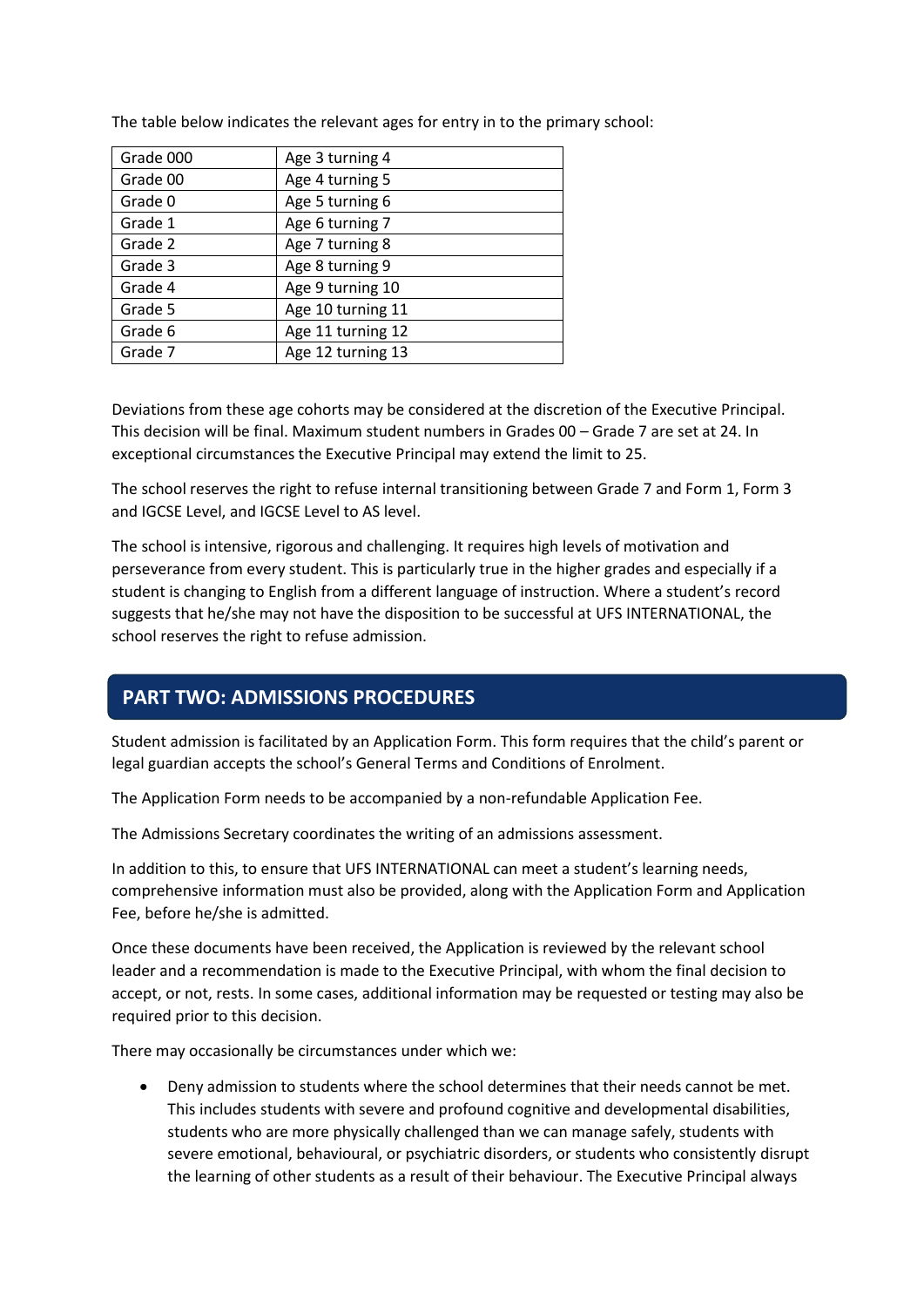The table below indicates the relevant ages for entry in to the primary school:

| Grade 000 | Age 3 turning 4 |
|---|---|
| Grade 00 | Age 4 turning 5 |
| Grade 0 | Age 5 turning 6 |
| Grade 1 | Age 6 turning 7 |
| Grade 2 | Age 7 turning 8 |
| Grade 3 | Age 8 turning 9 |
| Grade 4 | Age 9 turning 10 |
| Grade 5 | Age 10 turning 11 |
| Grade 6 | Age 11 turning 12 |
| Grade 7 | Age 12 turning 13 |

Deviations from these age cohorts may be considered at the discretion of the Executive Principal. This decision will be final. Maximum student numbers in Grades 00 – Grade 7 are set at 24. In exceptional circumstances the Executive Principal may extend the limit to 25.

The school reserves the right to refuse internal transitioning between Grade 7 and Form 1, Form 3 and IGCSE Level, and IGCSE Level to AS level.

The school is intensive, rigorous and challenging. It requires high levels of motivation and perseverance from every student. This is particularly true in the higher grades and especially if a student is changing to English from a different language of instruction. Where a student's record suggests that he/she may not have the disposition to be successful at UFS INTERNATIONAL, the school reserves the right to refuse admission.

## PART TWO: ADMISSIONS PROCEDURES

Student admission is facilitated by an Application Form. This form requires that the child's parent or legal guardian accepts the school's General Terms and Conditions of Enrolment.

The Application Form needs to be accompanied by a non-refundable Application Fee.

The Admissions Secretary coordinates the writing of an admissions assessment.

In addition to this, to ensure that UFS INTERNATIONAL can meet a student's learning needs, comprehensive information must also be provided, along with the Application Form and Application Fee, before he/she is admitted.

Once these documents have been received, the Application is reviewed by the relevant school leader and a recommendation is made to the Executive Principal, with whom the final decision to accept, or not, rests. In some cases, additional information may be requested or testing may also be required prior to this decision.

There may occasionally be circumstances under which we:

- Deny admission to students where the school determines that their needs cannot be met. This includes students with severe and profound cognitive and developmental disabilities, students who are more physically challenged than we can manage safely, students with severe emotional, behavioural, or psychiatric disorders, or students who consistently disrupt the learning of other students as a result of their behaviour. The Executive Principal always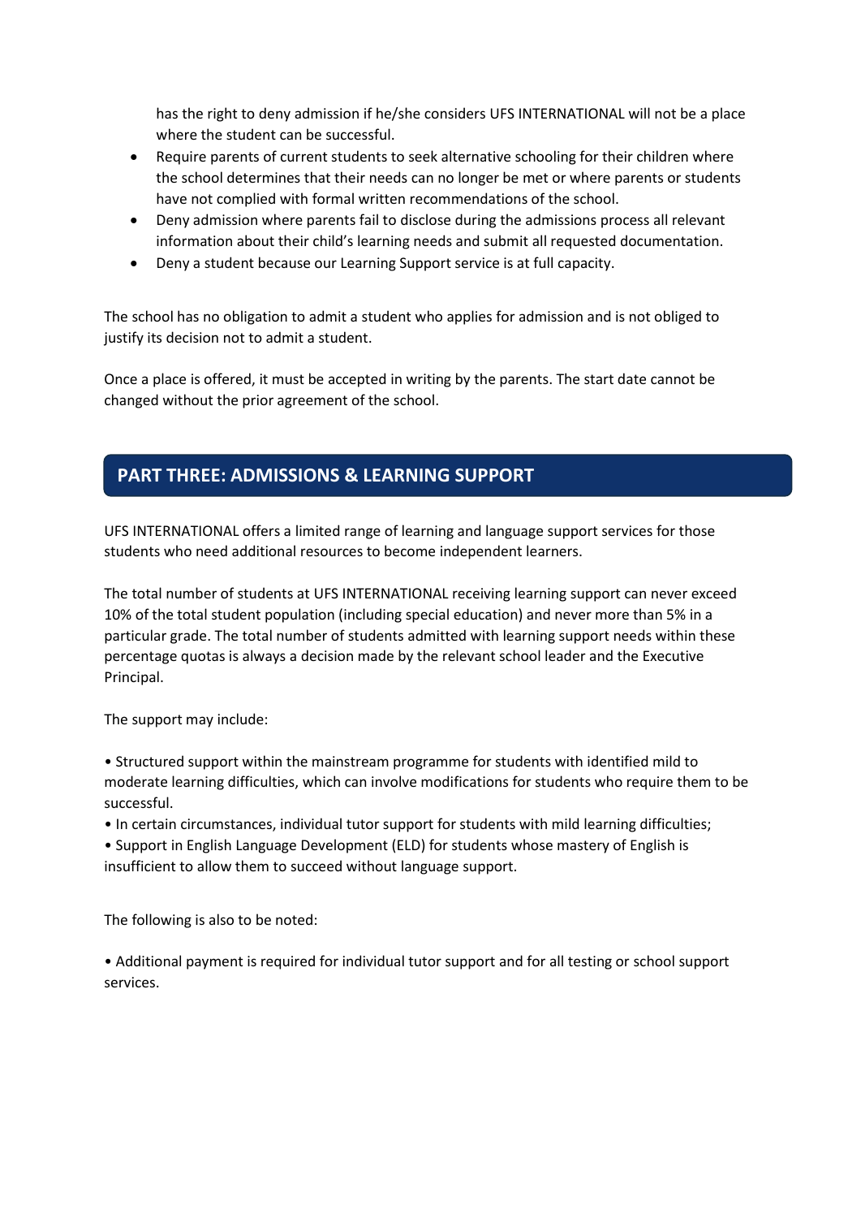has the right to deny admission if he/she considers UFS INTERNATIONAL will not be a place where the student can be successful.

- Require parents of current students to seek alternative schooling for their children where the school determines that their needs can no longer be met or where parents or students have not complied with formal written recommendations of the school.
- Deny admission where parents fail to disclose during the admissions process all relevant information about their child's learning needs and submit all requested documentation.
- Deny a student because our Learning Support service is at full capacity.

The school has no obligation to admit a student who applies for admission and is not obliged to justify its decision not to admit a student.

Once a place is offered, it must be accepted in writing by the parents. The start date cannot be changed without the prior agreement of the school.

## PART THREE: ADMISSIONS & LEARNING SUPPORT

UFS INTERNATIONAL offers a limited range of learning and language support services for those students who need additional resources to become independent learners.

The total number of students at UFS INTERNATIONAL receiving learning support can never exceed 10% of the total student population (including special education) and never more than 5% in a particular grade. The total number of students admitted with learning support needs within these percentage quotas is always a decision made by the relevant school leader and the Executive Principal.

The support may include:

• Structured support within the mainstream programme for students with identified mild to moderate learning difficulties, which can involve modifications for students who require them to be successful.
• In certain circumstances, individual tutor support for students with mild learning difficulties;
• Support in English Language Development (ELD) for students whose mastery of English is insufficient to allow them to succeed without language support.

The following is also to be noted:

• Additional payment is required for individual tutor support and for all testing or school support services.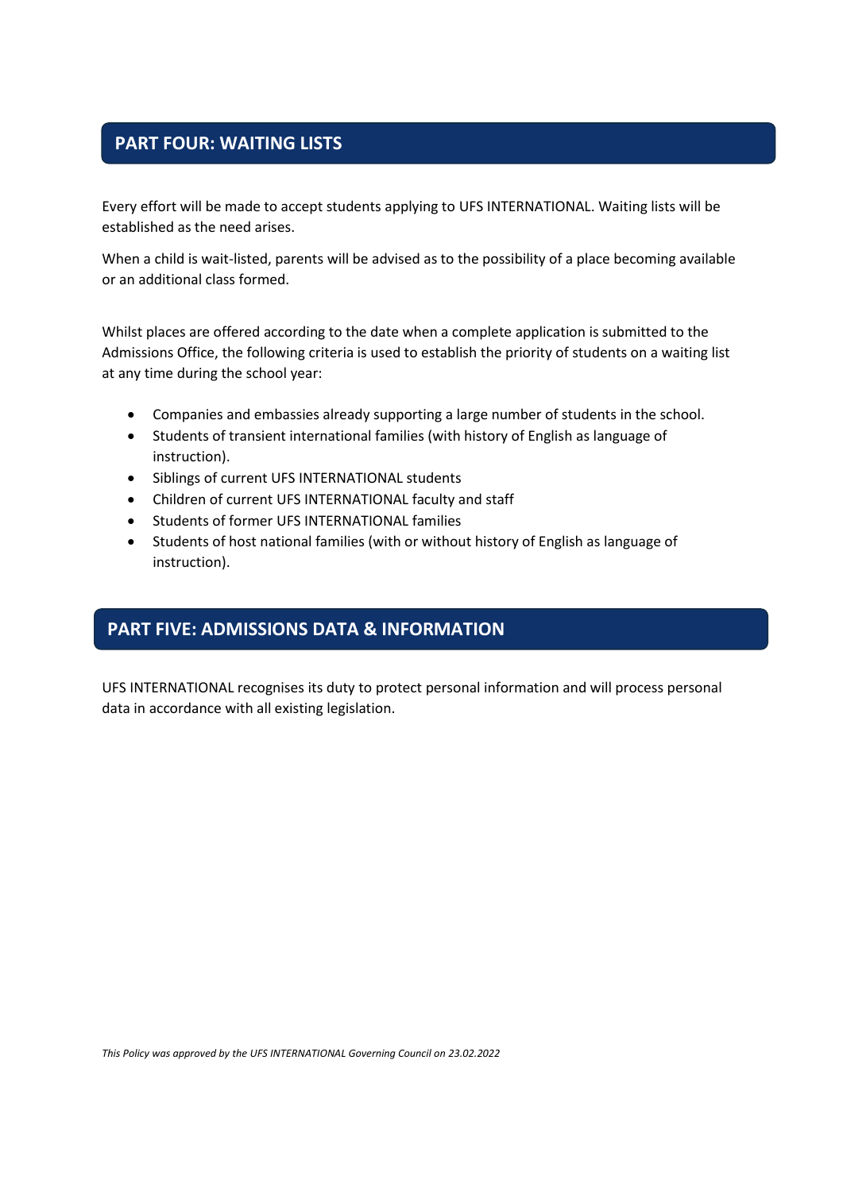## PART FOUR: WAITING LISTS

Every effort will be made to accept students applying to UFS INTERNATIONAL. Waiting lists will be established as the need arises.

When a child is wait-listed, parents will be advised as to the possibility of a place becoming available or an additional class formed.

Whilst places are offered according to the date when a complete application is submitted to the Admissions Office, the following criteria is used to establish the priority of students on a waiting list at any time during the school year:

- Companies and embassies already supporting a large number of students in the school.
- Students of transient international families (with history of English as language of instruction).
- Siblings of current UFS INTERNATIONAL students
- Children of current UFS INTERNATIONAL faculty and staff
- Students of former UFS INTERNATIONAL families
- Students of host national families (with or without history of English as language of instruction).

## PART FIVE: ADMISSIONS DATA & INFORMATION

UFS INTERNATIONAL recognises its duty to protect personal information and will process personal data in accordance with all existing legislation.

*This Policy was approved by the UFS INTERNATIONAL Governing Council on 23.02.2022*